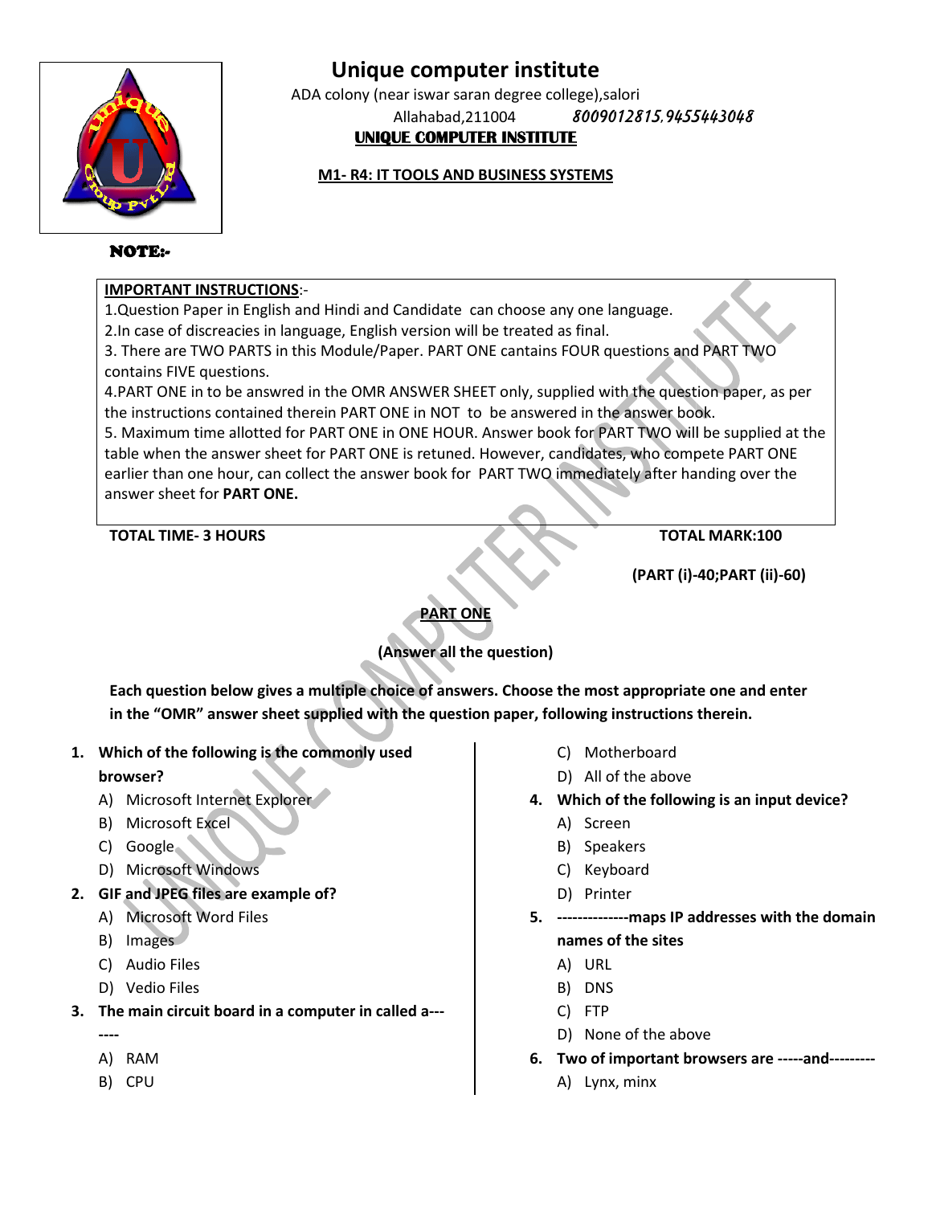# Unique computer institute

ADA colony (near iswar saran degree college),salori

Allahabad,211004 *8009012815,9455443048*

**UNIQUE COMPUTER INSTITUTE**

**M1- R4: IT TOOLS AND BUSINESS SYSTEMS**

**NOTE:-**

**IMPORTANT INSTRUCTIONS**:-

1.Question Paper in English and Hindi and Candidate can choose any one language.

2.In case of discreacies in language, English version will be treated as final.

3. There are TWO PARTS in this Module/Paper. PART ONE cantains FOUR questions and PART TWO contains FIVE questions.

4.PART ONE in to be answred in the OMR ANSWER SHEET only, supplied with the question paper, as per the instructions contained therein PART ONE in NOT to be answered in the answer book.

5. Maximum time allotted for PART ONE in ONE HOUR. Answer book for PART TWO will be supplied at the table when the answer sheet for PART ONE is retuned. However, candidates, who compete PART ONE earlier than one hour, can collect the answer book for PART TWO immediately after handing over the answer sheet for **PART ONE.**

**TOTAL TIME- 3 HOURS** **TOTAL MARK:100**

**(PART (i)-40;PART (ii)-60)**

## PART ONE

**(Answer all the question)**

**Each question below gives a multiple choice of answers. Choose the most appropriate one and enter in the "OMR" answer sheet supplied with the question paper, following instructions therein.**

1. **Which of the following is the commonly used browser?**
   - A) Microsoft Internet Explorer
   - B) Microsoft Excel
   - C) Google
   - D) Microsoft Windows
2. **GIF and JPEG files are example of?**
   - A) Microsoft Word Files
   - B) Images
   - C) Audio Files
   - D) Vedio Files
3. **The main circuit board in a computer in called a-------**
   - A) RAM
   - B) CPU
   - C) Motherboard
   - D) All of the above
4. **Which of the following is an input device?**
   - A) Screen
   - B) Speakers
   - C) Keyboard
   - D) Printer
5. **--------------maps IP addresses with the domain names of the sites**
   - A) URL
   - B) DNS
   - C) FTP
   - D) None of the above
6. **Two of important browsers are -----and---------**
   - A) Lynx, minx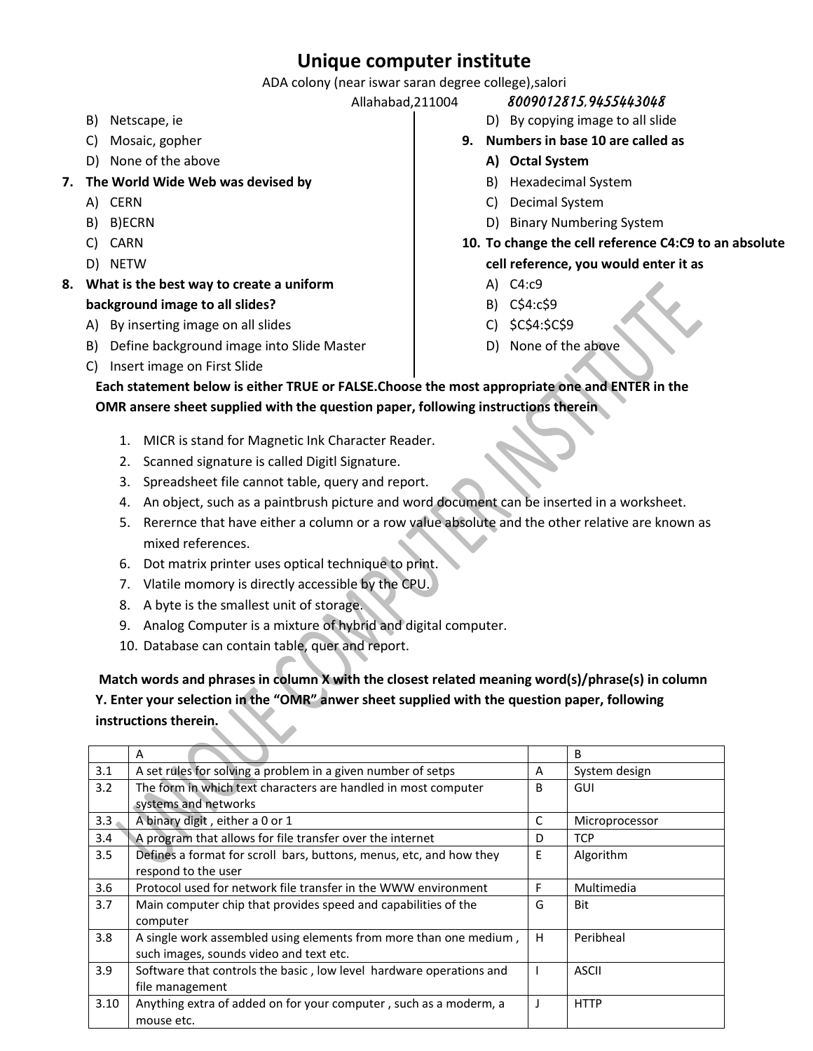# Unique computer institute

ADA colony (near iswar saran degree college),salori

Allahabad,211004 8009012815,9455443048

B) Netscape, ie

C) Mosaic, gopher

D) None of the above

7. **The World Wide Web was devised by**

A) CERN

B) B)ECRN

C) CARN

D) NETW

8. **What is the best way to create a uniform background image to all slides?**

A) By inserting image on all slides

B) Define background image into Slide Master

C) Insert image on First Slide

D) By copying image to all slide

9. **Numbers in base 10 are called as**

**A) Octal System**

B) Hexadecimal System

C) Decimal System

D) Binary Numbering System

10. **To change the cell reference C4:C9 to an absolute cell reference, you would enter it as**

A) C4:c9

B) C$4:c$9

C) $C$4:$C$9

D) None of the above

**Each statement below is either TRUE or FALSE.Choose the most appropriate one and ENTER in the OMR ansere sheet supplied with the question paper, following instructions therein**

1. MICR is stand for Magnetic Ink Character Reader.
2. Scanned signature is called Digitl Signature.
3. Spreadsheet file cannot table, query and report.
4. An object, such as a paintbrush picture and word document can be inserted in a worksheet.
5. Rerernce that have either a column or a row value absolute and the other relative are known as mixed references.
6. Dot matrix printer uses optical technique to print.
7. Vlatile momory is directly accessible by the CPU.
8. A byte is the smallest unit of storage.
9. Analog Computer is a mixture of hybrid and digital computer.
10. Database can contain table, quer and report.

**Match words and phrases in column X with the closest related meaning word(s)/phrase(s) in column Y. Enter your selection in the "OMR" anwer sheet supplied with the question paper, following instructions therein.**

| | A | | B |
|---|---|---|---|
| 3.1 | A set rules for solving a problem in a given number of setps | A | System design |
| 3.2 | The form in which text characters are handled in most computer systems and networks | B | GUI |
| 3.3 | A binary digit , either a 0 or 1 | C | Microprocessor |
| 3.4 | A program that allows for file transfer over the internet | D | TCP |
| 3.5 | Defines a format for scroll bars, buttons, menus, etc, and how they respond to the user | E | Algorithm |
| 3.6 | Protocol used for network file transfer in the WWW environment | F | Multimedia |
| 3.7 | Main computer chip that provides speed and capabilities of the computer | G | Bit |
| 3.8 | A single work assembled using elements from more than one medium , such images, sounds video and text etc. | H | Peribheal |
| 3.9 | Software that controls the basic , low level hardware operations and file management | I | ASCII |
| 3.10 | Anything extra of added on for your computer , such as a moderm, a mouse etc. | J | HTTP |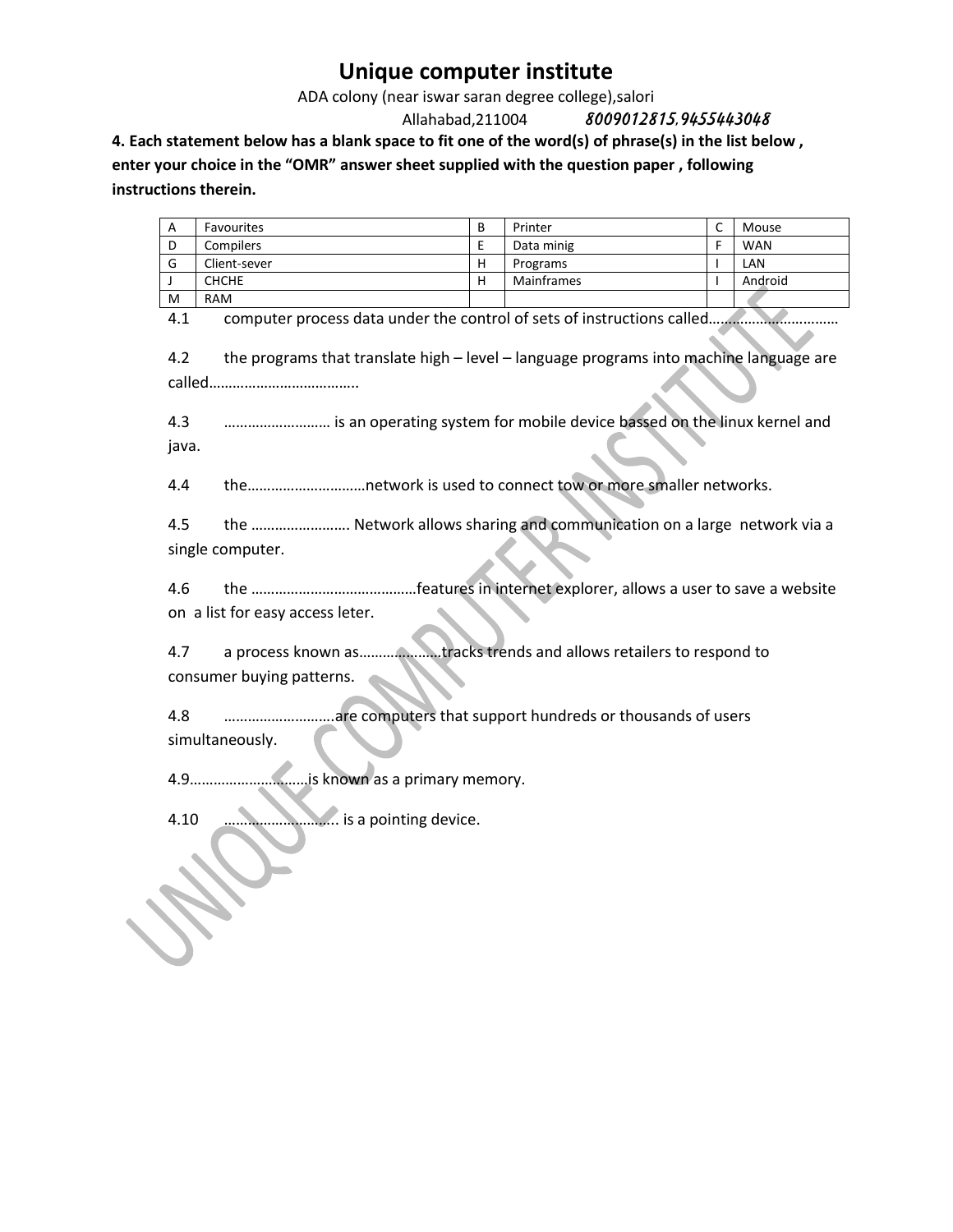# Unique computer institute

ADA colony (near iswar saran degree college),salori

Allahabad,211004 *8009012815,9455443048*

**4. Each statement below has a blank space to fit one of the word(s) of phrase(s) in the list below , enter your choice in the "OMR" answer sheet supplied with the question paper , following instructions therein.**

| A | Favourites | B | Printer | C | Mouse |
|---|---|---|---|---|---|
| D | Compilers | E | Data minig | F | WAN |
| G | Client-sever | H | Programs | I | LAN |
| J | CHCHE | H | Mainframes | I | Android |
| M | RAM | | | | |

4.1 computer process data under the control of sets of instructions called……………………………

4.2 the programs that translate high – level – language programs into machine language are called………………………………..

4.3 ……………………… is an operating system for mobile device bassed on the linux kernel and java.

4.4 the…………………………network is used to connect tow or more smaller networks.

4.5 the ……………………. Network allows sharing and communication on a large network via a single computer.

4.6 the ……………………………………features in internet explorer, allows a user to save a website on a list for easy access leter.

4.7 a process known as…………………tracks trends and allows retailers to respond to consumer buying patterns.

4.8 ……………………….are computers that support hundreds or thousands of users simultaneously.

4.9…………………………is known as a primary memory.

4.10 ……………………….. is a pointing device.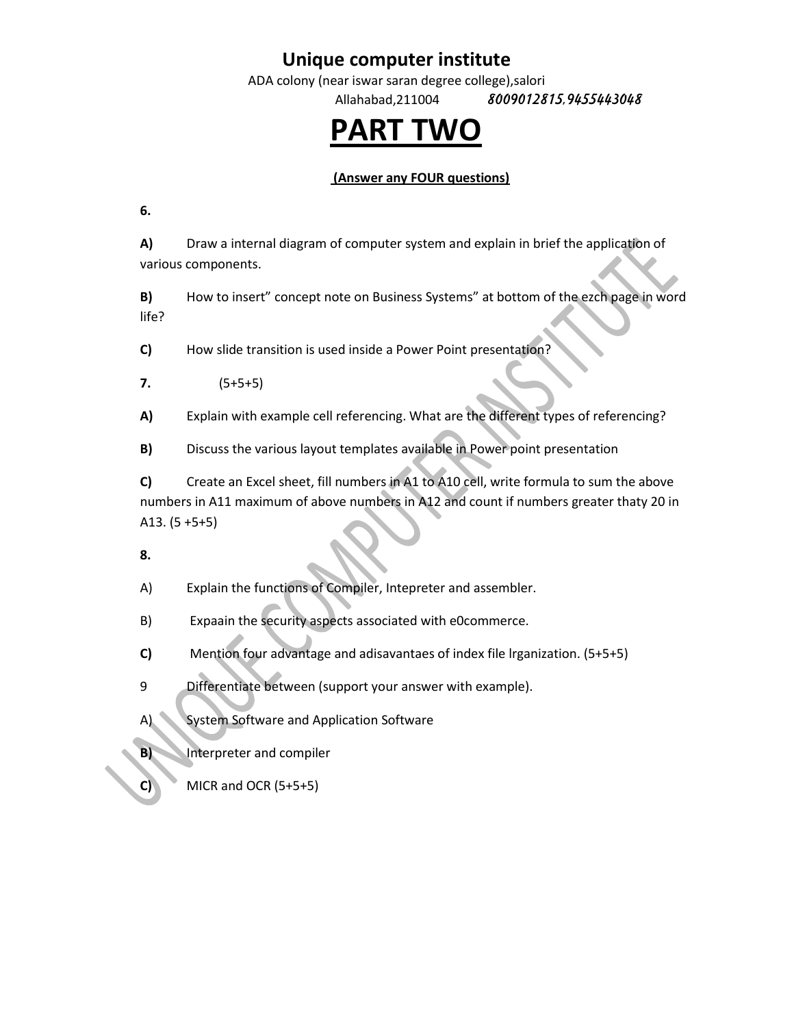# Unique computer institute

ADA colony (near iswar saran degree college),salori

Allahabad,211004 *8009012815,9455443048*

# PART TWO

**(Answer any FOUR questions)**

**6.**

**A)** Draw a internal diagram of computer system and explain in brief the application of various components.

**B)** How to insert" concept note on Business Systems" at bottom of the ezch page in word life?

**C)** How slide transition is used inside a Power Point presentation?

**7.** (5+5+5)

**A)** Explain with example cell referencing. What are the different types of referencing?

**B)** Discuss the various layout templates available in Power point presentation

**C)** Create an Excel sheet, fill numbers in A1 to A10 cell, write formula to sum the above numbers in A11 maximum of above numbers in A12 and count if numbers greater thaty 20 in A13. (5 +5+5)

**8.**

A) Explain the functions of Compiler, Intepreter and assembler.

B) Expaain the security aspects associated with e0commerce.

**C)** Mention four advantage and adisavantaes of index file lrganization. (5+5+5)

9 Differentiate between (support your answer with example).

A) System Software and Application Software

**B)** Interpreter and compiler

**C)** MICR and OCR (5+5+5)